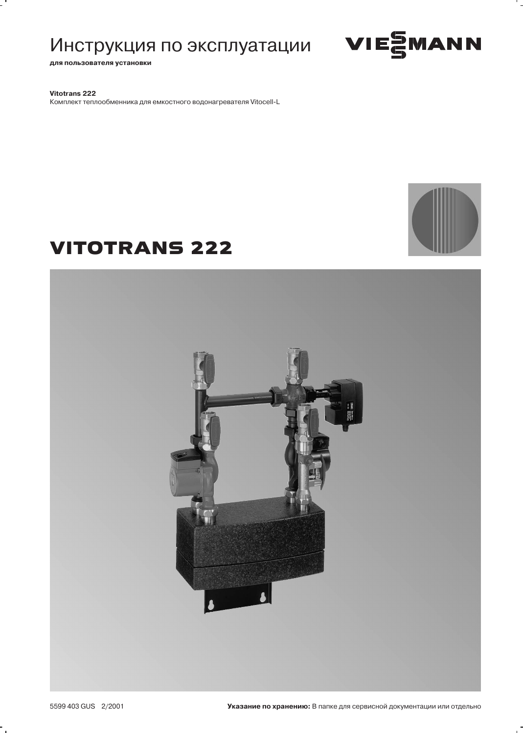# Инструкция по эксплуатации

**для пользователя установки**

**Vitotrans 222**
Комплект теплообменника для емкостного водонагревателя Vitocell-L

# VITOTRANS 222

5599 403 GUS 2/2001

**Указание по хранению:** В папке для сервисной документации или отдельно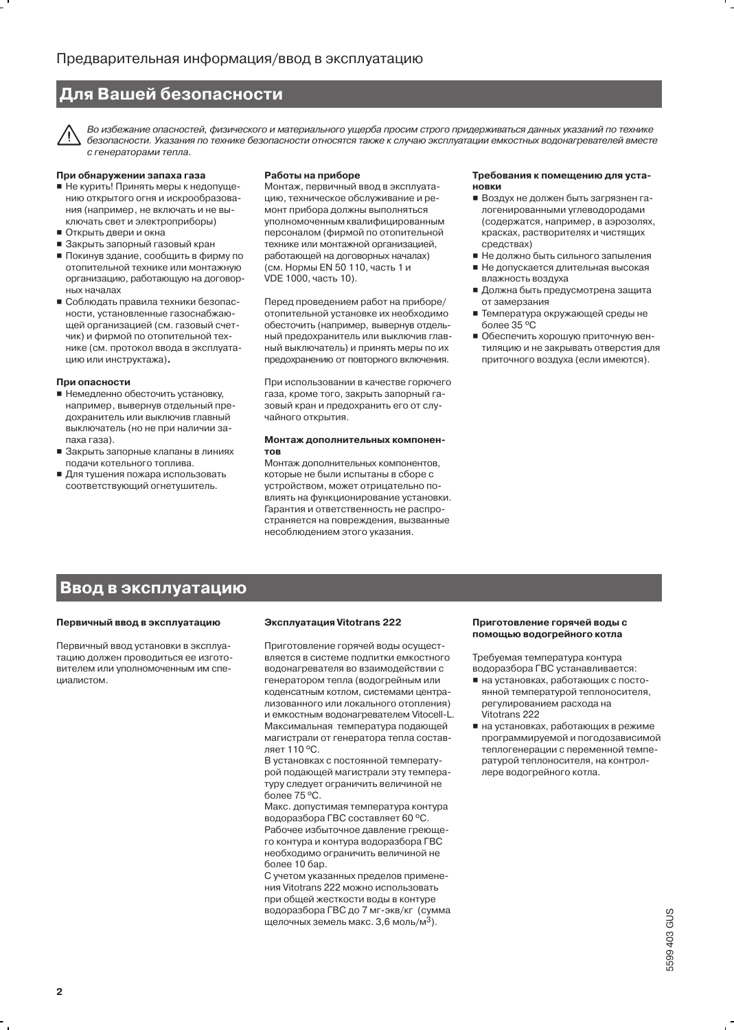## Для Вашей безопасности

*Во избежание опасностей, физического и материального ущерба просим строго придерживаться данных указаний по технике безопасности. Указания по технике безопасности относятся также к случаю эксплуатации емкостных водонагревателей вместе с генераторами тепла.*

**При обнаружении запаха газа**

- Не курить! Принять меры к недопущению открытого огня и искрообразования (например, не включать и не выключать свет и электроприборы)
- Открыть двери и окна
- Закрыть запорный газовый кран
- Покинув здание, сообщить в фирму по отопительной технике или монтажную организацию, работающую на договорных началах
- Соблюдать правила техники безопасности, установленные газоснабжающей организацией (см. газовый счетчик) и фирмой по отопительной технике (см. протокол ввода в эксплуатацию или инструктажа)**.**

**При опасности**

- Немедленно обесточить установку, например, вывернув отдельный предохранитель или выключив главный выключатель (но не при наличии запаха газа).
- Закрыть запорные клапаны в линиях подачи котельного топлива.
- Для тушения пожара использовать соответствующий огнетушитель.

**Работы на приборе**

Монтаж, первичный ввод в эксплуатацию, техническое обслуживание и ремонт прибора должны выполняться уполномоченным квалифицированным персоналом (фирмой по отопительной технике или монтажной организацией, работающей на договорных началах) (см. Нормы EN 50 110, часть 1 и VDE 1000, часть 10).

Перед проведением работ на приборе/отопительной установке их необходимо обесточить (например, вывернув отдельный предохранитель или выключив главный выключатель) и принять меры по их предохранению от повторного включения.

При использовании в качестве горючего газа, кроме того, закрыть запорный газовый кран и предохранить его от случайного открытия.

**Монтаж дополнительных компонентов**

Монтаж дополнительных компонентов, которые не были испытаны в сборе с устройством, может отрицательно повлиять на функционирование установки. Гарантия и ответственность не распространяется на повреждения, вызванные несоблюдением этого указания.

**Требования к помещению для установки**

- Воздух не должен быть загрязнен галогенированными углеводородами (содержатся, например, в аэрозолях, красках, растворителях и чистящих средствах)
- Не должно быть сильного запыления
- Не допускается длительная высокая влажность воздуха
- Должна быть предусмотрена защита от замерзания
- Температура окружающей среды не более 35 ºC
- Обеспечить хорошую приточную вентиляцию и не закрывать отверстия для приточного воздуха (если имеются).

## Ввод в эксплуатацию

**Первичный ввод в эксплуатацию**

Первичный ввод установки в эксплуатацию должен проводиться ее изготовителем или уполномоченным им специалистом.

**Эксплуатация Vitotrans 222**

Приготовление горячей воды осуществляется в системе подпитки емкостного водонагревателя во взаимодействии с генератором тепла (водогрейным или коденсатным котлом, системами централизованного или локального отопления) и емкостным водонагревателем Vitocell-L. Максимальная температура подающей магистрали от генератора тепла составляет 110 ºC.
В установках с постоянной температурой подающей магистрали эту температуру следует ограничить величиной не более 75 ºC.
Макс. допустимая температура контура водоразбора ГВС составляет 60 ºC.
Рабочее избыточное давление греющего контура и контура водоразбора ГВС необходимо ограничить величиной не более 10 бар.
С учетом указанных пределов применения Vitotrans 222 можно использовать при общей жесткости воды в контуре водоразбора ГВС до 7 мг-экв/кг (сумма щелочных земель макс. 3,6 моль/м$^3$).

**Приготовление горячей воды с помощью водогрейного котла**

Требуемая температура контура водоразбора ГВС устанавливается:

- на установках, работающих с постоянной температурой теплоносителя, регулированием расхода на Vitotrans 222
- на установках, работающих в режиме программируемой и погодозависимой теплогенерации с переменной температурой теплоносителя, на контроллере водогрейного котла.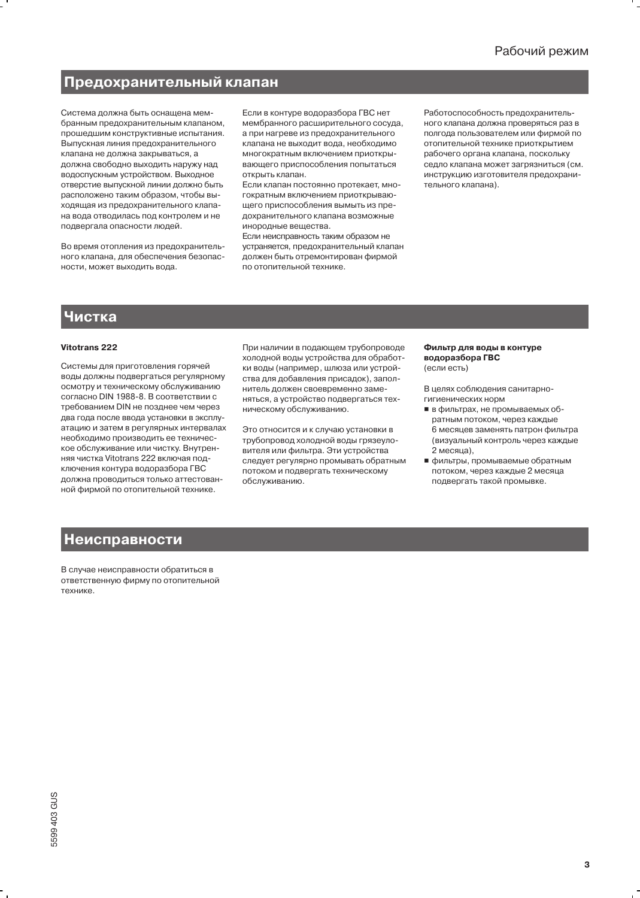## Предохранительный клапан

Система должна быть оснащена мембранным предохранительным клапаном, прошедшим конструктивные испытания. Выпускная линия предохранительного клапана не должна закрываться, а должна свободно выходить наружу над водоспускным устройством. Выходное отверстие выпускной линии должно быть расположено таким образом, чтобы выходящая из предохранительного клапана вода отводилась под контролем и не подвергала опасности людей.

Во время отопления из предохранительного клапана, для обеспечения безопасности, может выходить вода.

Если в контуре водоразбора ГВС нет мембранного расширительного сосуда, а при нагреве из предохранительного клапана не выходит вода, необходимо многократным включением приоткрывающего приспособления попытаться открыть клапан.
Если клапан постоянно протекает, многократным включением приоткрывающего приспособления вымыть из предохранительного клапана возможные инородные вещества.
Если неисправность таким образом не устраняется, предохранительный клапан должен быть отремонтирован фирмой по отопительной технике.

Работоспособность предохранительного клапана должна проверяться раз в полгода пользователем или фирмой по отопительной технике приоткрытием рабочего органа клапана, поскольку седло клапана может загрязниться (см. инструкцию изготовителя предохранительного клапана).

## Чистка

**Vitotrans 222**

Системы для приготовления горячей воды должны подвергаться регулярному осмотру и техническому обслуживанию согласно DIN 1988-8. В соответствии с требованием DIN не позднее чем через два года после ввода установки в эксплуатацию и затем в регулярных интервалах необходимо производить ее техническое обслуживание или чистку. Внутренняя чистка Vitotrans 222 включая подключения контура водоразбора ГВС должна проводиться только аттестованной фирмой по отопительной технике.

При наличии в подающем трубопроводе холодной воды устройства для обработки воды (например, шлюза или устройства для добавления присадок), заполнитель должен своевременно заменяться, а устройство подвергаться техническому обслуживанию.

Это относится и к случаю установки в трубопровод холодной воды грязеуловителя или фильтра. Эти устройства следует регулярно промывать обратным потоком и подвергать техническому обслуживанию.

**Фильтр для воды в контуре водоразбора ГВС**
(если есть)

В целях соблюдения санитарно-гигиенических норм

- в фильтрах, не промываемых обратным потоком, через каждые 6 месяцев заменять патрон фильтра (визуальный контроль через каждые 2 месяца),
- фильтры, промываемые обратным потоком, через каждые 2 месяца подвергать такой промывке.

## Неисправности

В случае неисправности обратиться в ответственную фирму по отопительной технике.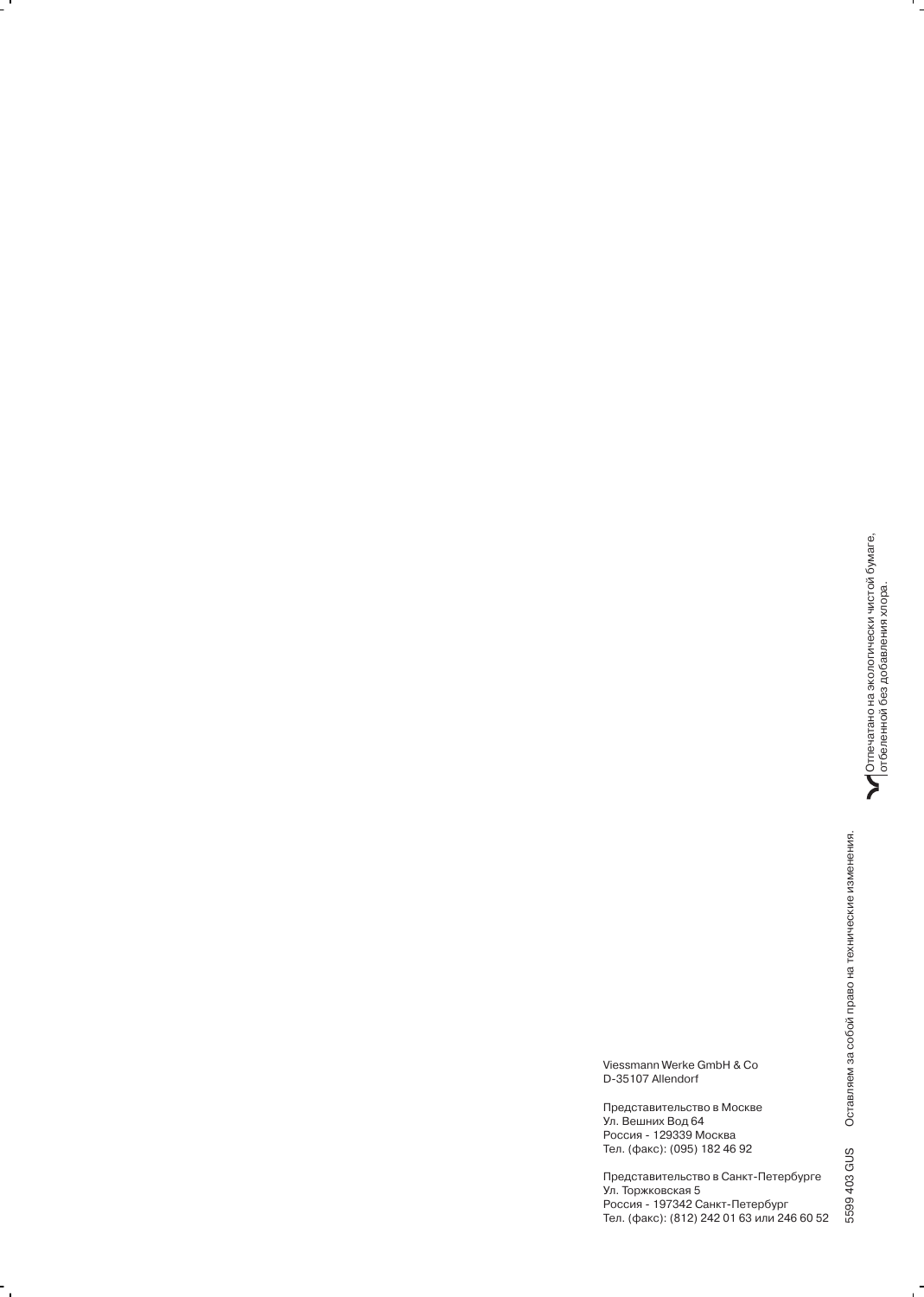Viessmann Werke GmbH & Co
D-35107 Allendorf

Представительство в Москве
Ул. Вешних Вод 64
Россия - 129339 Москва
Тел. (факс): (095) 182 46 92

Представительство в Санкт-Петербурге
Ул. Торжковская 5
Россия - 197342 Санкт-Петербург
Тел. (факс): (812) 242 01 63 или 246 60 52

5599 403 GUS    Оставляем за собой право на технические изменения.

Отпечатано на экологически чистой бумаге,
отбеленной без добавления хлора.